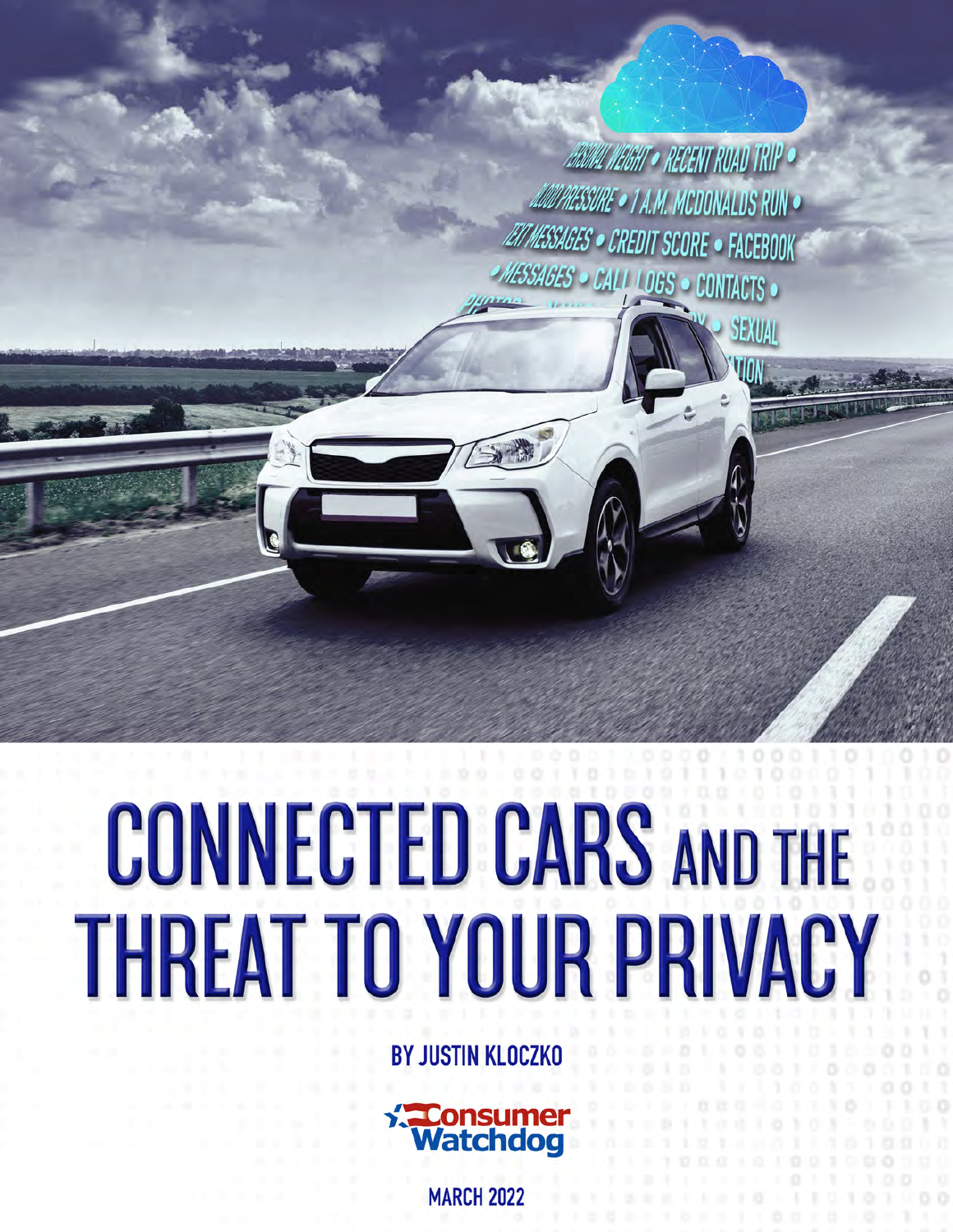# CONNECTED CARS AND THE THREAT TO YOUR PRIVACY

BY JUSTIN KLOCZKO

Consumer Watchdog

MARCH 2022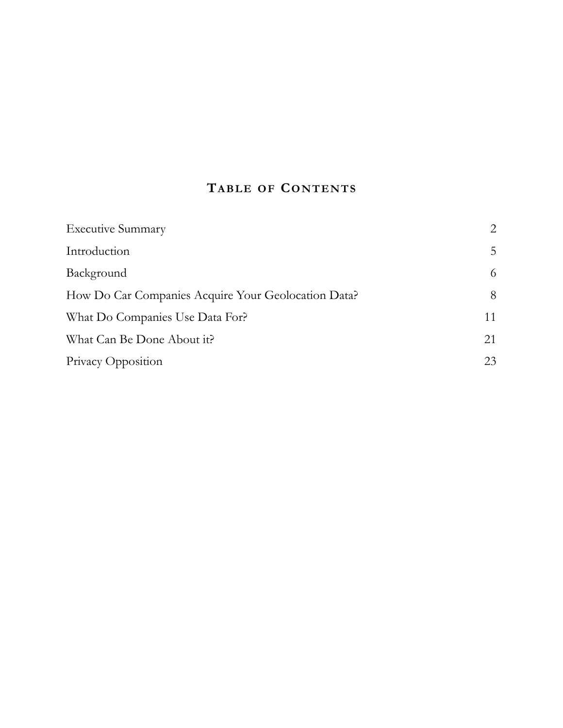# Table of Contents

| | |
|---|---|
| Executive Summary | 2 |
| Introduction | 5 |
| Background | 6 |
| How Do Car Companies Acquire Your Geolocation Data? | 8 |
| What Do Companies Use Data For? | 11 |
| What Can Be Done About it? | 21 |
| Privacy Opposition | 23 |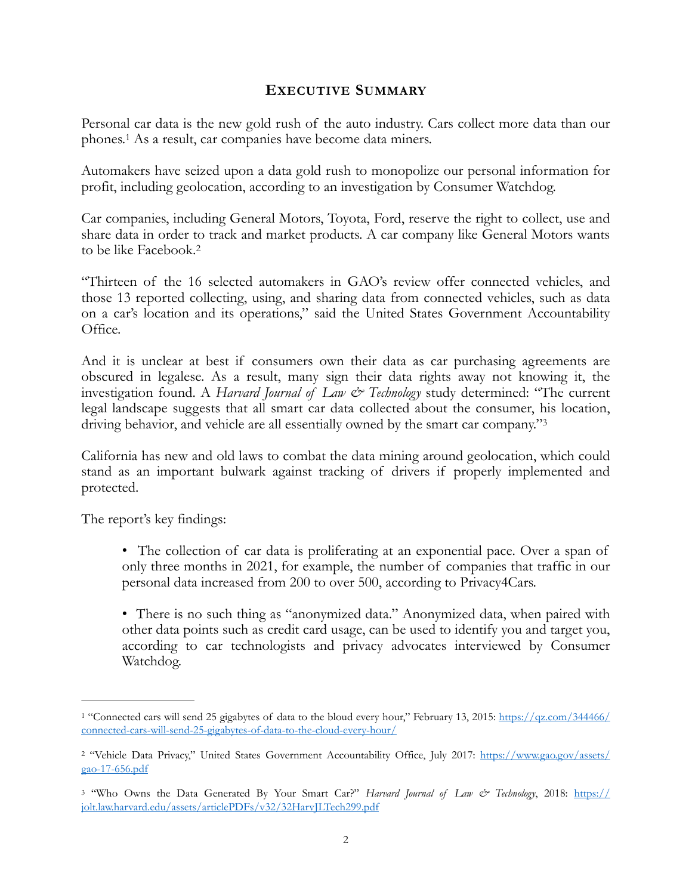## Executive Summary

Personal car data is the new gold rush of the auto industry. Cars collect more data than our phones.[1] As a result, car companies have become data miners.

Automakers have seized upon a data gold rush to monopolize our personal information for profit, including geolocation, according to an investigation by Consumer Watchdog.

Car companies, including General Motors, Toyota, Ford, reserve the right to collect, use and share data in order to track and market products. A car company like General Motors wants to be like Facebook.[2]

"Thirteen of the 16 selected automakers in GAO's review offer connected vehicles, and those 13 reported collecting, using, and sharing data from connected vehicles, such as data on a car's location and its operations," said the United States Government Accountability Office.

And it is unclear at best if consumers own their data as car purchasing agreements are obscured in legalese. As a result, many sign their data rights away not knowing it, the investigation found. A *Harvard Journal of Law & Technology* study determined: "The current legal landscape suggests that all smart car data collected about the consumer, his location, driving behavior, and vehicle are all essentially owned by the smart car company."[3]

California has new and old laws to combat the data mining around geolocation, which could stand as an important bulwark against tracking of drivers if properly implemented and protected.

The report's key findings:

- The collection of car data is proliferating at an exponential pace. Over a span of only three months in 2021, for example, the number of companies that traffic in our personal data increased from 200 to over 500, according to Privacy4Cars.

- There is no such thing as "anonymized data." Anonymized data, when paired with other data points such as credit card usage, can be used to identify you and target you, according to car technologists and privacy advocates interviewed by Consumer Watchdog.

---

[1] "Connected cars will send 25 gigabytes of data to the bloud every hour," February 13, 2015: https://qz.com/344466/connected-cars-will-send-25-gigabytes-of-data-to-the-cloud-every-hour/

[2] "Vehicle Data Privacy," United States Government Accountability Office, July 2017: https://www.gao.gov/assets/gao-17-656.pdf

[3] "Who Owns the Data Generated By Your Smart Car?" *Harvard Journal of Law & Technology*, 2018: https://jolt.law.harvard.edu/assets/articlePDFs/v32/32HarvJLTech299.pdf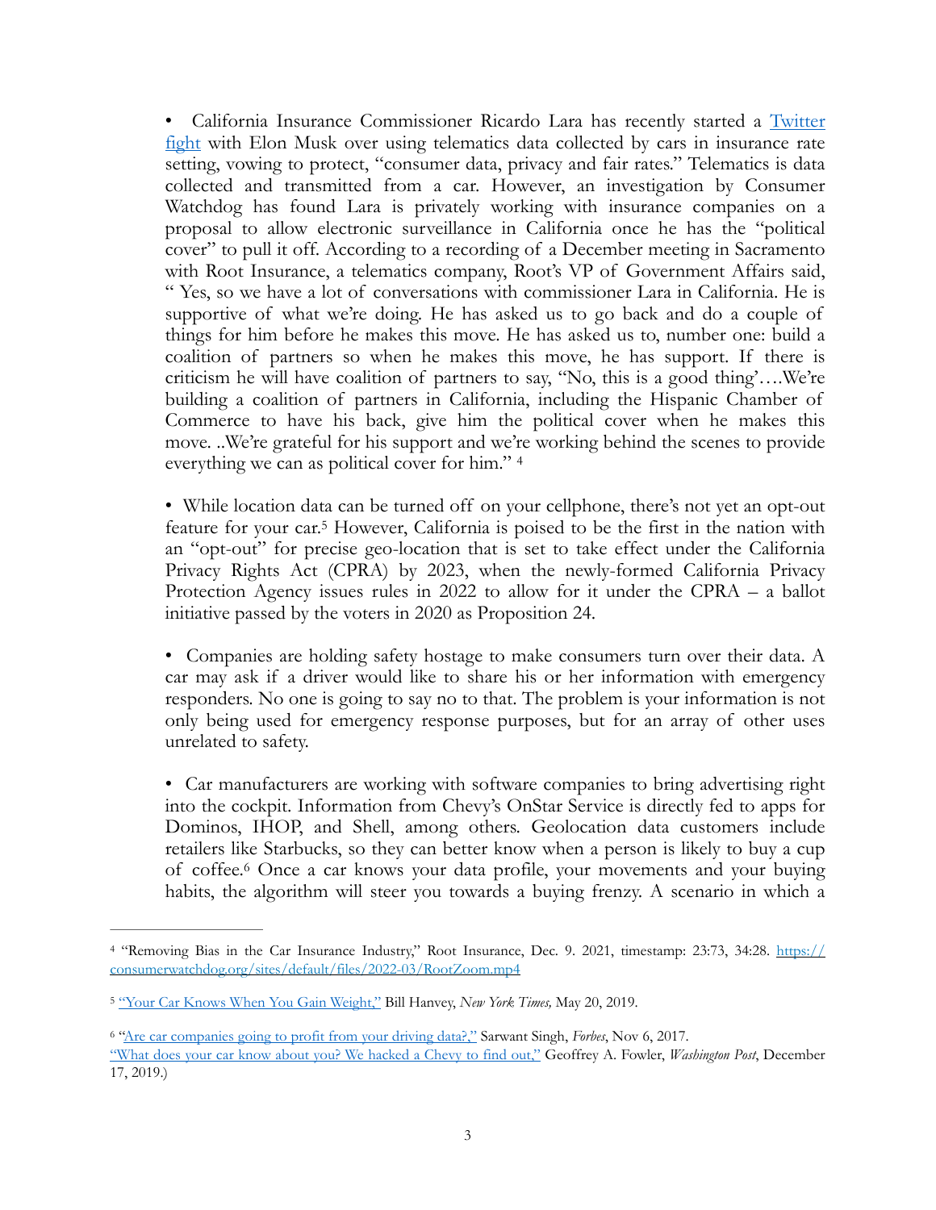• California Insurance Commissioner Ricardo Lara has recently started a [Twitter fight](#) with Elon Musk over using telematics data collected by cars in insurance rate setting, vowing to protect, "consumer data, privacy and fair rates." Telematics is data collected and transmitted from a car. However, an investigation by Consumer Watchdog has found Lara is privately working with insurance companies on a proposal to allow electronic surveillance in California once he has the "political cover" to pull it off. According to a recording of a December meeting in Sacramento with Root Insurance, a telematics company, Root's VP of Government Affairs said, " Yes, so we have a lot of conversations with commissioner Lara in California. He is supportive of what we're doing. He has asked us to go back and do a couple of things for him before he makes this move. He has asked us to, number one: build a coalition of partners so when he makes this move, he has support. If there is criticism he will have coalition of partners to say, "No, this is a good thing'….We're building a coalition of partners in California, including the Hispanic Chamber of Commerce to have his back, give him the political cover when he makes this move. ..We're grateful for his support and we're working behind the scenes to provide everything we can as political cover for him." [4]

• While location data can be turned off on your cellphone, there's not yet an opt-out feature for your car.[5] However, California is poised to be the first in the nation with an "opt-out" for precise geo-location that is set to take effect under the California Privacy Rights Act (CPRA) by 2023, when the newly-formed California Privacy Protection Agency issues rules in 2022 to allow for it under the CPRA – a ballot initiative passed by the voters in 2020 as Proposition 24.

• Companies are holding safety hostage to make consumers turn over their data. A car may ask if a driver would like to share his or her information with emergency responders. No one is going to say no to that. The problem is your information is not only being used for emergency response purposes, but for an array of other uses unrelated to safety.

• Car manufacturers are working with software companies to bring advertising right into the cockpit. Information from Chevy's OnStar Service is directly fed to apps for Dominos, IHOP, and Shell, among others. Geolocation data customers include retailers like Starbucks, so they can better know when a person is likely to buy a cup of coffee.[6] Once a car knows your data profile, your movements and your buying habits, the algorithm will steer you towards a buying frenzy. A scenario in which a

---

[4] "Removing Bias in the Car Insurance Industry," Root Insurance, Dec. 9. 2021, timestamp: 23:73, 34:28. https://consumerwatchdog.org/sites/default/files/2022-03/RootZoom.mp4

[5] ["Your Car Knows When You Gain Weight,"](#) Bill Hanvey, *New York Times,* May 20, 2019.

[6] ["Are car companies going to profit from your driving data?,"](#) Sarwant Singh, *Forbes*, Nov 6, 2017. ["What does your car know about you? We hacked a Chevy to find out,"](#) Geoffrey A. Fowler, *Washington Post*, December 17, 2019.)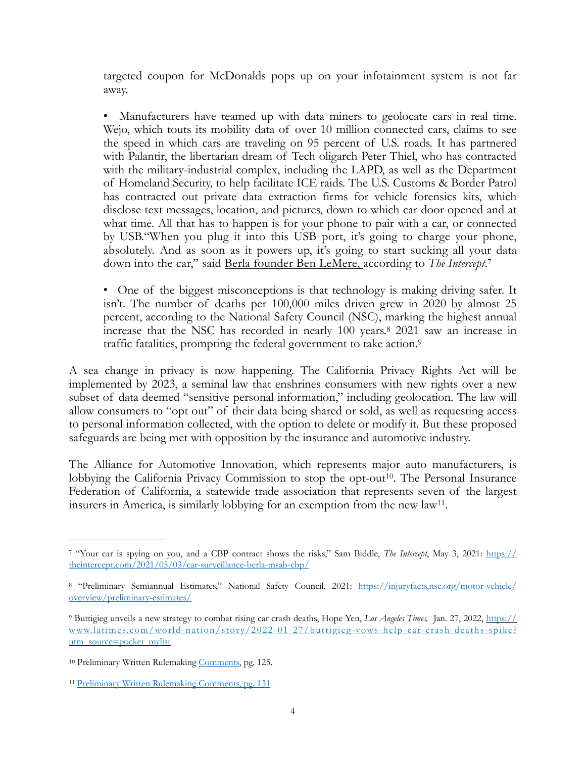targeted coupon for McDonalds pops up on your infotainment system is not far away.

- Manufacturers have teamed up with data miners to geolocate cars in real time. Wejo, which touts its mobility data of over 10 million connected cars, claims to see the speed in which cars are traveling on 95 percent of U.S. roads. It has partnered with Palantir, the libertarian dream of Tech oligarch Peter Thiel, who has contracted with the military-industrial complex, including the LAPD, as well as the Department of Homeland Security, to help facilitate ICE raids. The U.S. Customs & Border Patrol has contracted out private data extraction firms for vehicle forensics kits, which disclose text messages, location, and pictures, down to which car door opened and at what time. All that has to happen is for your phone to pair with a car, or connected by USB."When you plug it into this USB port, it's going to charge your phone, absolutely. And as soon as it powers up, it's going to start sucking all your data down into the car," said Berla founder Ben LeMere, according to *The Intercept*.[7]

- One of the biggest misconceptions is that technology is making driving safer. It isn't. The number of deaths per 100,000 miles driven grew in 2020 by almost 25 percent, according to the National Safety Council (NSC), marking the highest annual increase that the NSC has recorded in nearly 100 years.[8] 2021 saw an increase in traffic fatalities, prompting the federal government to take action.[9]

A sea change in privacy is now happening. The California Privacy Rights Act will be implemented by 2023, a seminal law that enshrines consumers with new rights over a new subset of data deemed "sensitive personal information," including geolocation. The law will allow consumers to "opt out" of their data being shared or sold, as well as requesting access to personal information collected, with the option to delete or modify it. But these proposed safeguards are being met with opposition by the insurance and automotive industry.

The Alliance for Automotive Innovation, which represents major auto manufacturers, is lobbying the California Privacy Commission to stop the opt-out[10]. The Personal Insurance Federation of California, a statewide trade association that represents seven of the largest insurers in America, is similarly lobbying for an exemption from the new law[11].

---

[7] "Your car is spying on you, and a CBP contract shows the risks," Sam Biddle, *The Intercept*, May 3, 2021: https://theintercept.com/2021/05/03/car-surveillance-berla-msab-cbp/

[8] "Preliminary Semiannual Estimates," National Safety Council, 2021: https://injuryfacts.nsc.org/motor-vehicle/overview/preliminary-estimates/

[9] Buttigieg unveils a new strategy to combat rising car crash deaths, Hope Yen, *Los Angeles Times,* Jan. 27, 2022, https://www.latimes.com/world-nation/story/2022-01-27/buttigieg-vows-help-car-crash-deaths-spike?utm_source=pocket_mylist

[10] Preliminary Written Rulemaking Comments, pg. 125.

[11] Preliminary Written Rulemaking Comments, pg. 131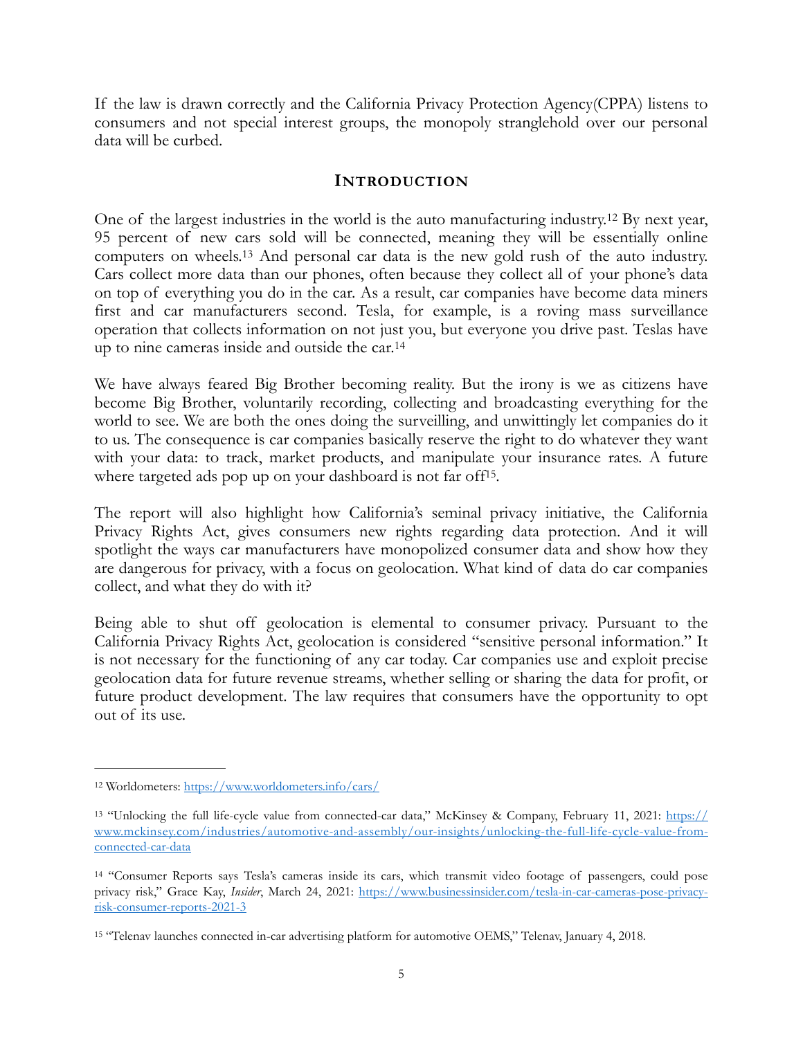If the law is drawn correctly and the California Privacy Protection Agency(CPPA) listens to consumers and not special interest groups, the monopoly stranglehold over our personal data will be curbed.

## Introduction

One of the largest industries in the world is the auto manufacturing industry.[12] By next year, 95 percent of new cars sold will be connected, meaning they will be essentially online computers on wheels.[13] And personal car data is the new gold rush of the auto industry. Cars collect more data than our phones, often because they collect all of your phone's data on top of everything you do in the car. As a result, car companies have become data miners first and car manufacturers second. Tesla, for example, is a roving mass surveillance operation that collects information on not just you, but everyone you drive past. Teslas have up to nine cameras inside and outside the car.[14]

We have always feared Big Brother becoming reality. But the irony is we as citizens have become Big Brother, voluntarily recording, collecting and broadcasting everything for the world to see. We are both the ones doing the surveilling, and unwittingly let companies do it to us. The consequence is car companies basically reserve the right to do whatever they want with your data: to track, market products, and manipulate your insurance rates. A future where targeted ads pop up on your dashboard is not far off[15].

The report will also highlight how California's seminal privacy initiative, the California Privacy Rights Act, gives consumers new rights regarding data protection. And it will spotlight the ways car manufacturers have monopolized consumer data and show how they are dangerous for privacy, with a focus on geolocation. What kind of data do car companies collect, and what they do with it?

Being able to shut off geolocation is elemental to consumer privacy. Pursuant to the California Privacy Rights Act, geolocation is considered "sensitive personal information." It is not necessary for the functioning of any car today. Car companies use and exploit precise geolocation data for future revenue streams, whether selling or sharing the data for profit, or future product development. The law requires that consumers have the opportunity to opt out of its use.

---

[12] Worldometers: https://www.worldometers.info/cars/

[13] "Unlocking the full life-cycle value from connected-car data," McKinsey & Company, February 11, 2021: https://www.mckinsey.com/industries/automotive-and-assembly/our-insights/unlocking-the-full-life-cycle-value-from-connected-car-data

[14] "Consumer Reports says Tesla's cameras inside its cars, which transmit video footage of passengers, could pose privacy risk," Grace Kay, *Insider*, March 24, 2021: https://www.businessinsider.com/tesla-in-car-cameras-pose-privacy-risk-consumer-reports-2021-3

[15] "Telenav launches connected in-car advertising platform for automotive OEMS," Telenav, January 4, 2018.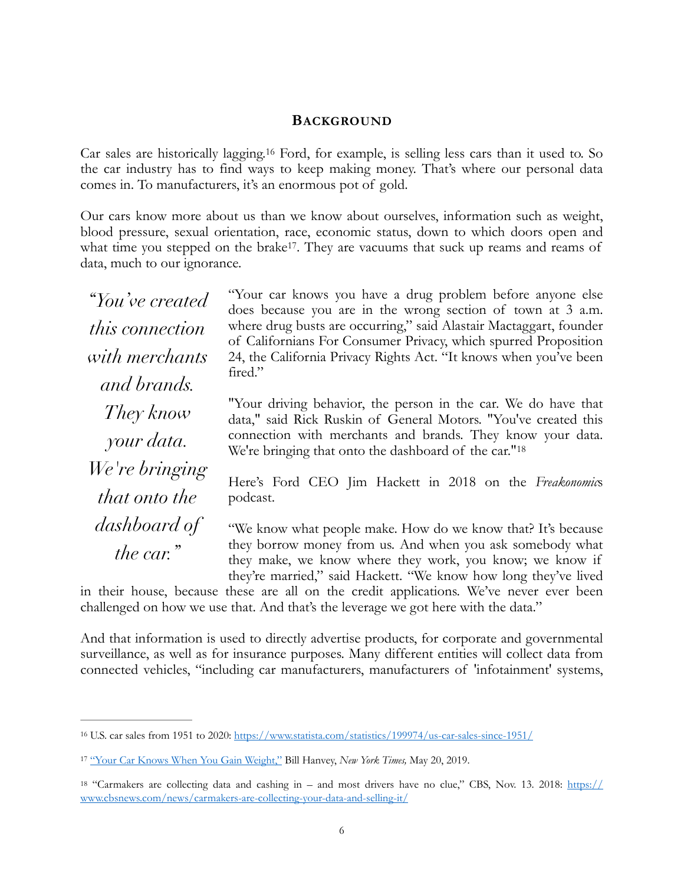## Background

Car sales are historically lagging.[16] Ford, for example, is selling less cars than it used to. So the car industry has to find ways to keep making money. That's where our personal data comes in. To manufacturers, it's an enormous pot of gold.

Our cars know more about us than we know about ourselves, information such as weight, blood pressure, sexual orientation, race, economic status, down to which doors open and what time you stepped on the brake[17]. They are vacuums that suck up reams and reams of data, much to our ignorance.

> *"You've created this connection with merchants and brands. They know your data. We're bringing that onto the dashboard of the car."*

"Your car knows you have a drug problem before anyone else does because you are in the wrong section of town at 3 a.m. where drug busts are occurring," said Alastair Mactaggart, founder of Californians For Consumer Privacy, which spurred Proposition 24, the California Privacy Rights Act. "It knows when you've been fired."

"Your driving behavior, the person in the car. We do have that data," said Rick Ruskin of General Motors. "You've created this connection with merchants and brands. They know your data. We're bringing that onto the dashboard of the car."[18]

Here's Ford CEO Jim Hackett in 2018 on the *Freakonomics* podcast.

"We know what people make. How do we know that? It's because they borrow money from us. And when you ask somebody what they make, we know where they work, you know; we know if they're married," said Hackett. "We know how long they've lived in their house, because these are all on the credit applications. We've never ever been challenged on how we use that. And that's the leverage we got here with the data."

And that information is used to directly advertise products, for corporate and governmental surveillance, as well as for insurance purposes. Many different entities will collect data from connected vehicles, "including car manufacturers, manufacturers of 'infotainment' systems,

---

[16] U.S. car sales from 1951 to 2020: https://www.statista.com/statistics/199974/us-car-sales-since-1951/

[17] "Your Car Knows When You Gain Weight," Bill Hanvey, *New York Times,* May 20, 2019.

[18] "Carmakers are collecting data and cashing in – and most drivers have no clue," CBS, Nov. 13. 2018: https://www.cbsnews.com/news/carmakers-are-collecting-your-data-and-selling-it/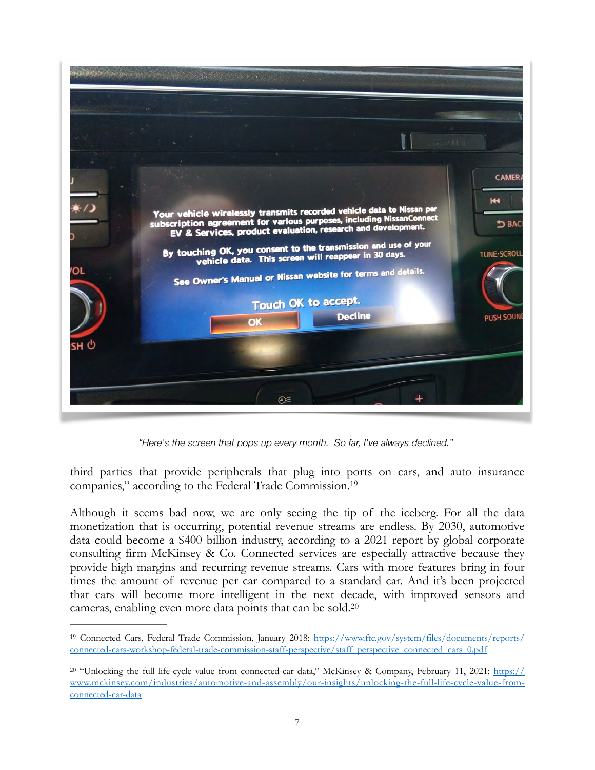*"Here's the screen that pops up every month. So far, I've always declined."*

third parties that provide peripherals that plug into ports on cars, and auto insurance companies," according to the Federal Trade Commission.[19]

Although it seems bad now, we are only seeing the tip of the iceberg. For all the data monetization that is occurring, potential revenue streams are endless. By 2030, automotive data could become a $400 billion industry, according to a 2021 report by global corporate consulting firm McKinsey & Co. Connected services are especially attractive because they provide high margins and recurring revenue streams. Cars with more features bring in four times the amount of revenue per car compared to a standard car. And it's been projected that cars will become more intelligent in the next decade, with improved sensors and cameras, enabling even more data points that can be sold.[20]

---

[19] Connected Cars, Federal Trade Commission, January 2018: https://www.ftc.gov/system/files/documents/reports/connected-cars-workshop-federal-trade-commission-staff-perspective/staff_perspective_connected_cars_0.pdf

[20] "Unlocking the full life-cycle value from connected-car data," McKinsey & Company, February 11, 2021: https://www.mckinsey.com/industries/automotive-and-assembly/our-insights/unlocking-the-full-life-cycle-value-from-connected-car-data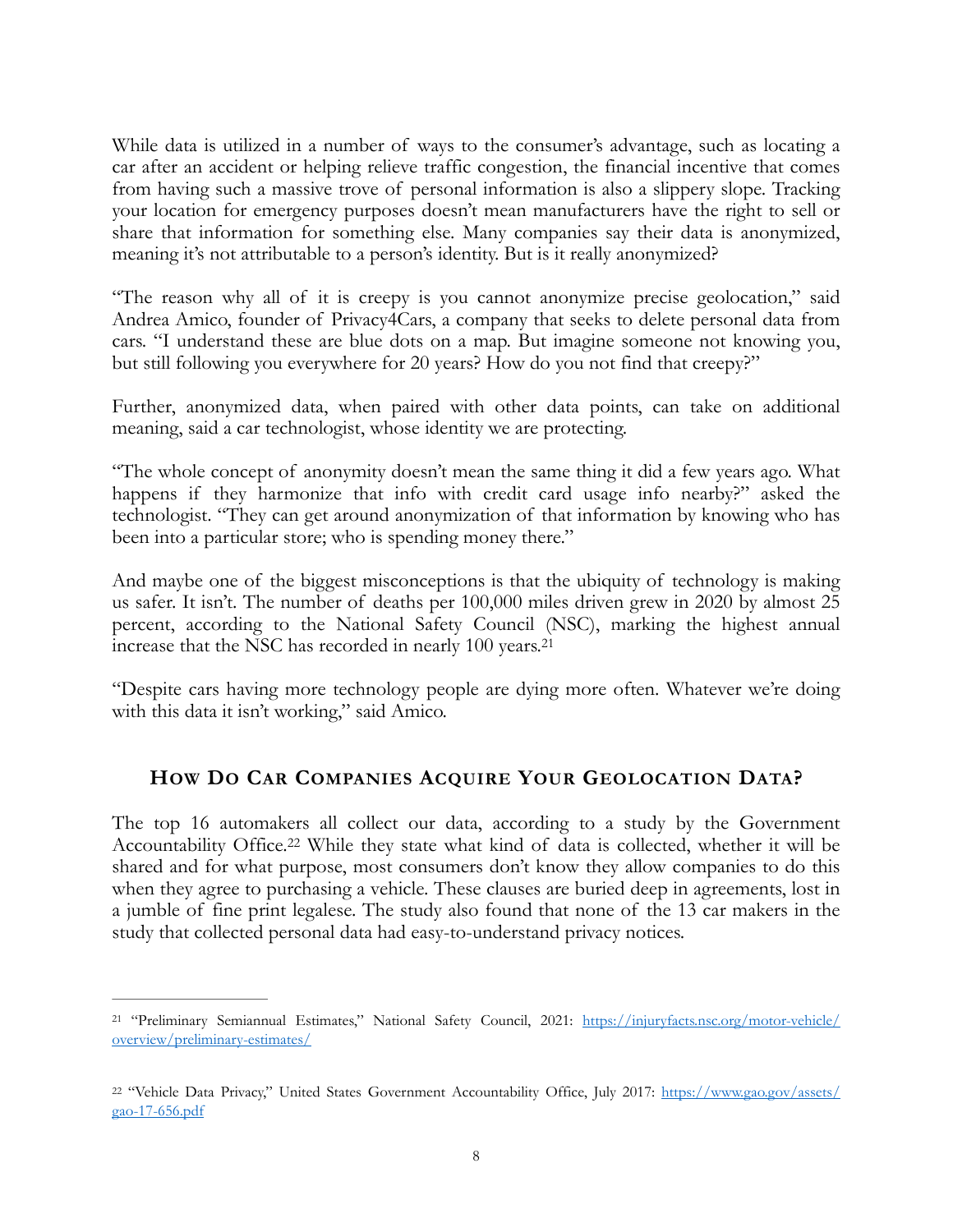While data is utilized in a number of ways to the consumer's advantage, such as locating a car after an accident or helping relieve traffic congestion, the financial incentive that comes from having such a massive trove of personal information is also a slippery slope. Tracking your location for emergency purposes doesn't mean manufacturers have the right to sell or share that information for something else. Many companies say their data is anonymized, meaning it's not attributable to a person's identity. But is it really anonymized?

"The reason why all of it is creepy is you cannot anonymize precise geolocation," said Andrea Amico, founder of Privacy4Cars, a company that seeks to delete personal data from cars. "I understand these are blue dots on a map. But imagine someone not knowing you, but still following you everywhere for 20 years? How do you not find that creepy?"

Further, anonymized data, when paired with other data points, can take on additional meaning, said a car technologist, whose identity we are protecting.

"The whole concept of anonymity doesn't mean the same thing it did a few years ago. What happens if they harmonize that info with credit card usage info nearby?" asked the technologist. "They can get around anonymization of that information by knowing who has been into a particular store; who is spending money there."

And maybe one of the biggest misconceptions is that the ubiquity of technology is making us safer. It isn't. The number of deaths per 100,000 miles driven grew in 2020 by almost 25 percent, according to the National Safety Council (NSC), marking the highest annual increase that the NSC has recorded in nearly 100 years.[21]

"Despite cars having more technology people are dying more often. Whatever we're doing with this data it isn't working," said Amico.

## How Do Car Companies Acquire Your Geolocation Data?

The top 16 automakers all collect our data, according to a study by the Government Accountability Office.[22] While they state what kind of data is collected, whether it will be shared and for what purpose, most consumers don't know they allow companies to do this when they agree to purchasing a vehicle. These clauses are buried deep in agreements, lost in a jumble of fine print legalese. The study also found that none of the 13 car makers in the study that collected personal data had easy-to-understand privacy notices.

---

[21] "Preliminary Semiannual Estimates," National Safety Council, 2021: https://injuryfacts.nsc.org/motor-vehicle/overview/preliminary-estimates/

[22] "Vehicle Data Privacy," United States Government Accountability Office, July 2017: https://www.gao.gov/assets/gao-17-656.pdf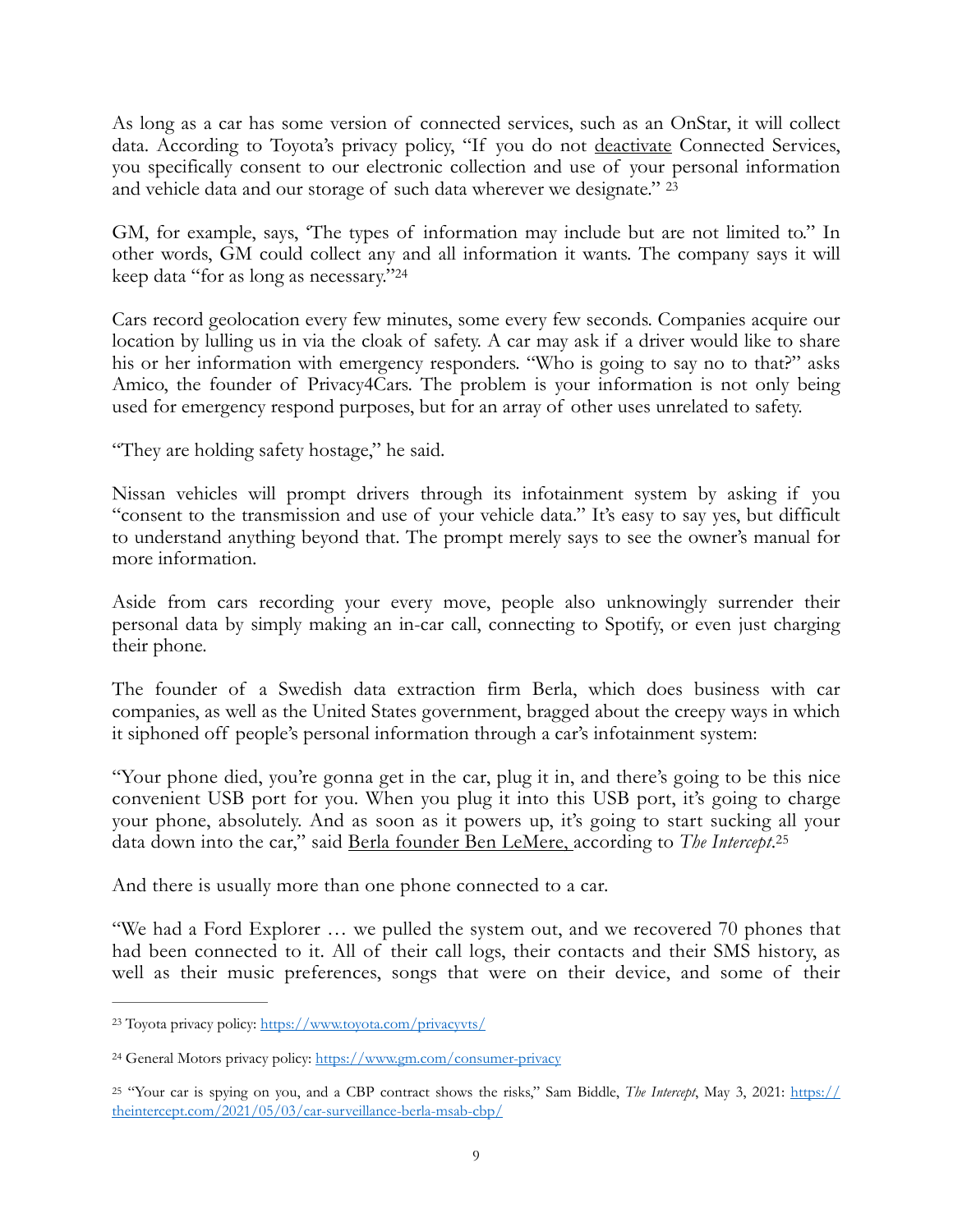As long as a car has some version of connected services, such as an OnStar, it will collect data. According to Toyota's privacy policy, "If you do not deactivate Connected Services, you specifically consent to our electronic collection and use of your personal information and vehicle data and our storage of such data wherever we designate." [23]

GM, for example, says, 'The types of information may include but are not limited to." In other words, GM could collect any and all information it wants. The company says it will keep data "for as long as necessary."[24]

Cars record geolocation every few minutes, some every few seconds. Companies acquire our location by lulling us in via the cloak of safety. A car may ask if a driver would like to share his or her information with emergency responders. "Who is going to say no to that?" asks Amico, the founder of Privacy4Cars. The problem is your information is not only being used for emergency respond purposes, but for an array of other uses unrelated to safety.

"They are holding safety hostage," he said.

Nissan vehicles will prompt drivers through its infotainment system by asking if you "consent to the transmission and use of your vehicle data." It's easy to say yes, but difficult to understand anything beyond that. The prompt merely says to see the owner's manual for more information.

Aside from cars recording your every move, people also unknowingly surrender their personal data by simply making an in-car call, connecting to Spotify, or even just charging their phone.

The founder of a Swedish data extraction firm Berla, which does business with car companies, as well as the United States government, bragged about the creepy ways in which it siphoned off people's personal information through a car's infotainment system:

"Your phone died, you're gonna get in the car, plug it in, and there's going to be this nice convenient USB port for you. When you plug it into this USB port, it's going to charge your phone, absolutely. And as soon as it powers up, it's going to start sucking all your data down into the car," said Berla founder Ben LeMere, according to *The Intercept*.[25]

And there is usually more than one phone connected to a car.

"We had a Ford Explorer … we pulled the system out, and we recovered 70 phones that had been connected to it. All of their call logs, their contacts and their SMS history, as well as their music preferences, songs that were on their device, and some of their

---

[23] Toyota privacy policy: https://www.toyota.com/privacyvts/

[24] General Motors privacy policy: https://www.gm.com/consumer-privacy

[25] "Your car is spying on you, and a CBP contract shows the risks," Sam Biddle, *The Intercept*, May 3, 2021: https://theintercept.com/2021/05/03/car-surveillance-berla-msab-cbp/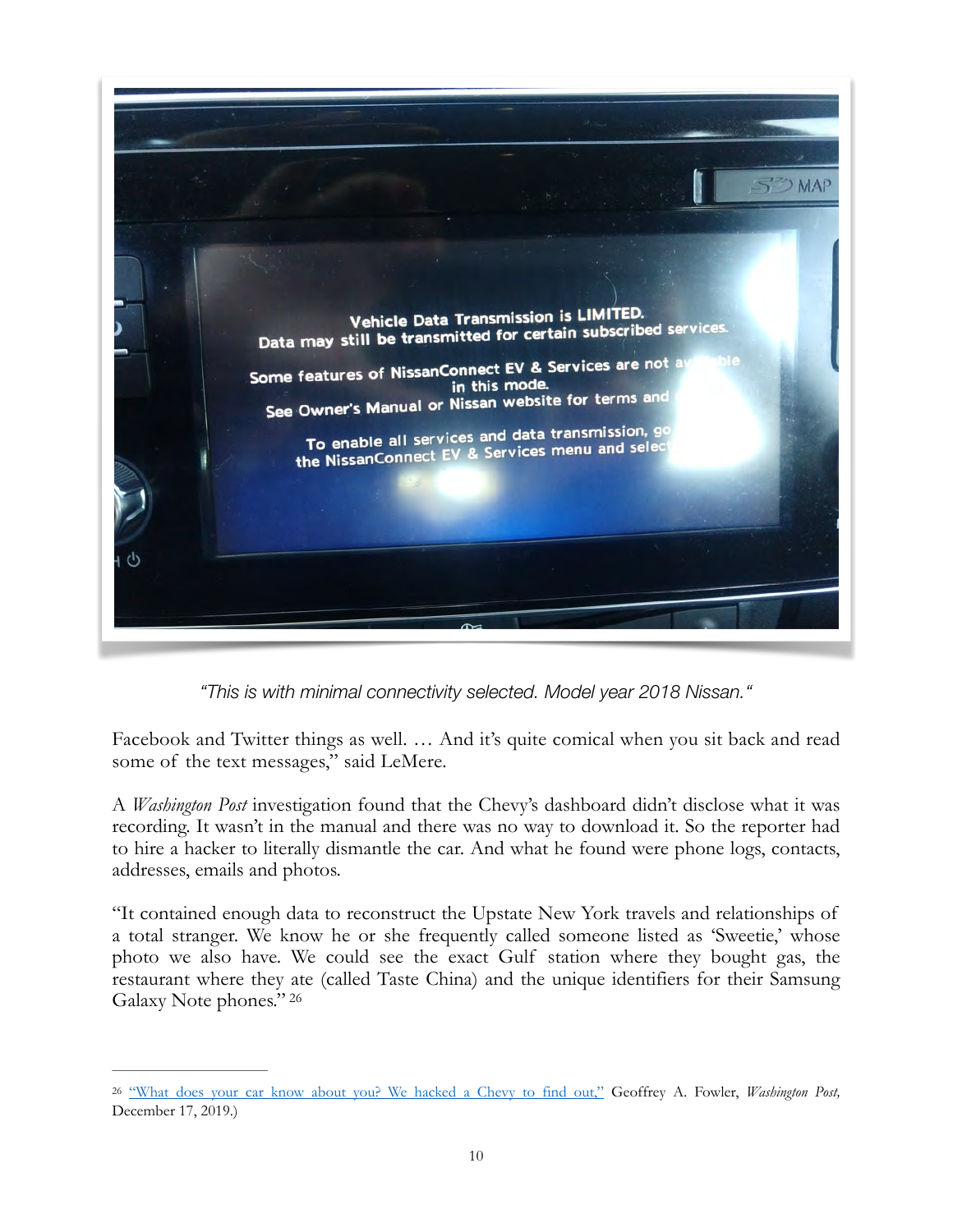*"This is with minimal connectivity selected. Model year 2018 Nissan."*

Facebook and Twitter things as well. … And it's quite comical when you sit back and read some of the text messages," said LeMere.

A *Washington Post* investigation found that the Chevy's dashboard didn't disclose what it was recording. It wasn't in the manual and there was no way to download it. So the reporter had to hire a hacker to literally dismantle the car. And what he found were phone logs, contacts, addresses, emails and photos.

"It contained enough data to reconstruct the Upstate New York travels and relationships of a total stranger. We know he or she frequently called someone listed as 'Sweetie,' whose photo we also have. We could see the exact Gulf station where they bought gas, the restaurant where they ate (called Taste China) and the unique identifiers for their Samsung Galaxy Note phones." [26]

---

[26] "What does your car know about you? We hacked a Chevy to find out," Geoffrey A. Fowler, *Washington Post,* December 17, 2019.)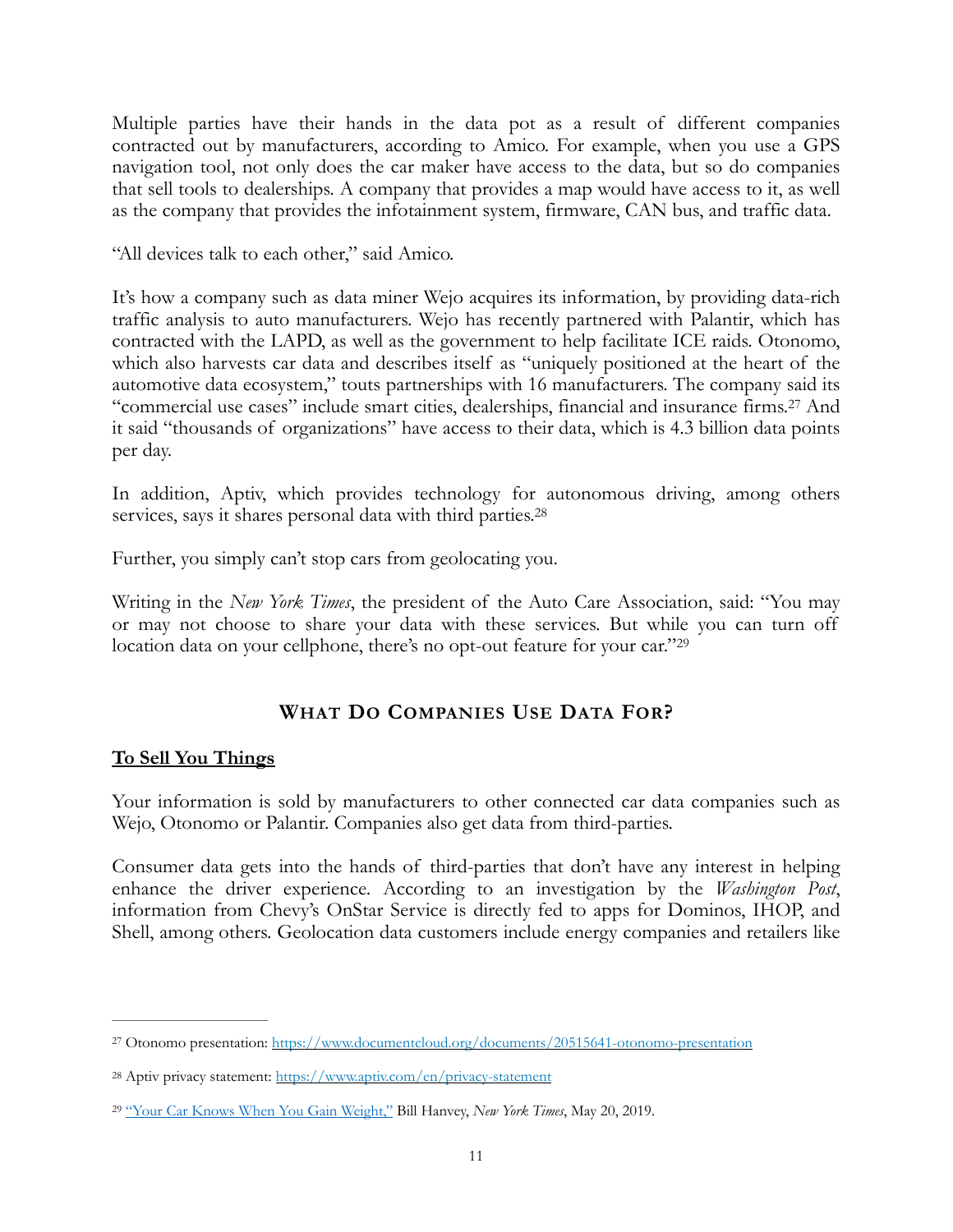Multiple parties have their hands in the data pot as a result of different companies contracted out by manufacturers, according to Amico. For example, when you use a GPS navigation tool, not only does the car maker have access to the data, but so do companies that sell tools to dealerships. A company that provides a map would have access to it, as well as the company that provides the infotainment system, firmware, CAN bus, and traffic data.

"All devices talk to each other," said Amico.

It's how a company such as data miner Wejo acquires its information, by providing data-rich traffic analysis to auto manufacturers. Wejo has recently partnered with Palantir, which has contracted with the LAPD, as well as the government to help facilitate ICE raids. Otonomo, which also harvests car data and describes itself as "uniquely positioned at the heart of the automotive data ecosystem," touts partnerships with 16 manufacturers. The company said its "commercial use cases" include smart cities, dealerships, financial and insurance firms.[27] And it said "thousands of organizations" have access to their data, which is 4.3 billion data points per day.

In addition, Aptiv, which provides technology for autonomous driving, among others services, says it shares personal data with third parties.[28]

Further, you simply can't stop cars from geolocating you.

Writing in the *New York Times*, the president of the Auto Care Association, said: "You may or may not choose to share your data with these services. But while you can turn off location data on your cellphone, there's no opt-out feature for your car."[29]

## WHAT DO COMPANIES USE DATA FOR?

**To Sell You Things**

Your information is sold by manufacturers to other connected car data companies such as Wejo, Otonomo or Palantir. Companies also get data from third-parties.

Consumer data gets into the hands of third-parties that don't have any interest in helping enhance the driver experience. According to an investigation by the *Washington Post*, information from Chevy's OnStar Service is directly fed to apps for Dominos, IHOP, and Shell, among others. Geolocation data customers include energy companies and retailers like

---

[27] Otonomo presentation: https://www.documentcloud.org/documents/20515641-otonomo-presentation

[28] Aptiv privacy statement: https://www.aptiv.com/en/privacy-statement

[29] "Your Car Knows When You Gain Weight," Bill Hanvey, *New York Times*, May 20, 2019.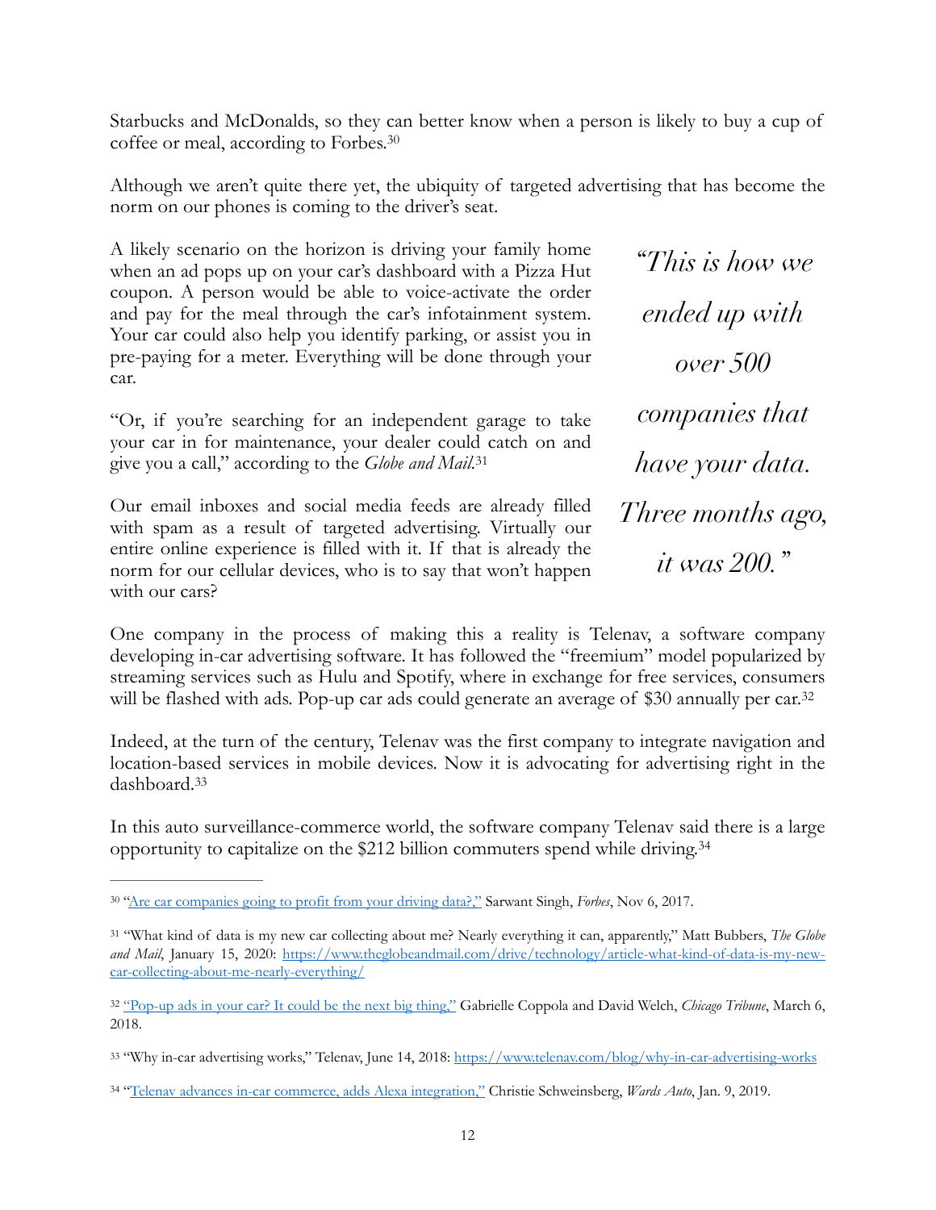Starbucks and McDonalds, so they can better know when a person is likely to buy a cup of coffee or meal, according to Forbes.[30]

Although we aren't quite there yet, the ubiquity of targeted advertising that has become the norm on our phones is coming to the driver's seat.

A likely scenario on the horizon is driving your family home when an ad pops up on your car's dashboard with a Pizza Hut coupon. A person would be able to voice-activate the order and pay for the meal through the car's infotainment system. Your car could also help you identify parking, or assist you in pre-paying for a meter. Everything will be done through your car.

"Or, if you're searching for an independent garage to take your car in for maintenance, your dealer could catch on and give you a call," according to the *Globe and Mail*.[31]

Our email inboxes and social media feeds are already filled with spam as a result of targeted advertising. Virtually our entire online experience is filled with it. If that is already the norm for our cellular devices, who is to say that won't happen with our cars?

> *"This is how we ended up with over 500 companies that have your data. Three months ago, it was 200."*

One company in the process of making this a reality is Telenav, a software company developing in-car advertising software. It has followed the "freemium" model popularized by streaming services such as Hulu and Spotify, where in exchange for free services, consumers will be flashed with ads. Pop-up car ads could generate an average of $30 annually per car.[32]

Indeed, at the turn of the century, Telenav was the first company to integrate navigation and location-based services in mobile devices. Now it is advocating for advertising right in the dashboard.[33]

In this auto surveillance-commerce world, the software company Telenav said there is a large opportunity to capitalize on the $212 billion commuters spend while driving.[34]

---

[30] "Are car companies going to profit from your driving data?," Sarwant Singh, *Forbes*, Nov 6, 2017.

[31] "What kind of data is my new car collecting about me? Nearly everything it can, apparently," Matt Bubbers, *The Globe and Mail*, January 15, 2020: https://www.theglobeandmail.com/drive/technology/article-what-kind-of-data-is-my-new-car-collecting-about-me-nearly-everything/

[32] "Pop-up ads in your car? It could be the next big thing," Gabrielle Coppola and David Welch, *Chicago Tribune*, March 6, 2018.

[33] "Why in-car advertising works," Telenav, June 14, 2018: https://www.telenav.com/blog/why-in-car-advertising-works

[34] "Telenav advances in-car commerce, adds Alexa integration," Christie Schweinsberg, *Wards Auto*, Jan. 9, 2019.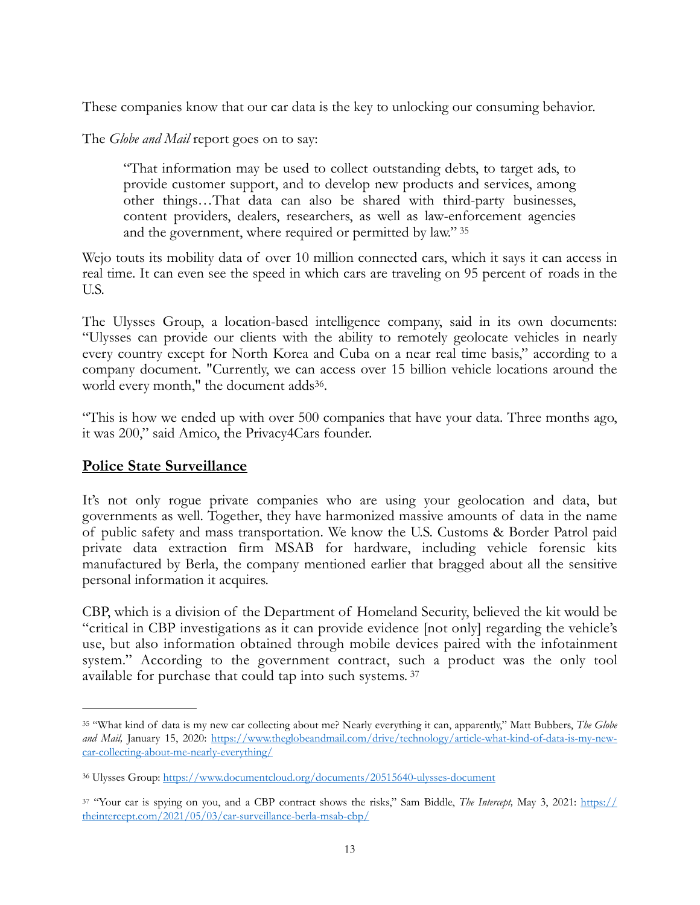These companies know that our car data is the key to unlocking our consuming behavior.

The *Globe and Mail* report goes on to say:

> "That information may be used to collect outstanding debts, to target ads, to provide customer support, and to develop new products and services, among other things…That data can also be shared with third-party businesses, content providers, dealers, researchers, as well as law-enforcement agencies and the government, where required or permitted by law." [35]

Wejo touts its mobility data of over 10 million connected cars, which it says it can access in real time. It can even see the speed in which cars are traveling on 95 percent of roads in the U.S.

The Ulysses Group, a location-based intelligence company, said in its own documents: "Ulysses can provide our clients with the ability to remotely geolocate vehicles in nearly every country except for North Korea and Cuba on a near real time basis," according to a company document. "Currently, we can access over 15 billion vehicle locations around the world every month," the document adds[36].

"This is how we ended up with over 500 companies that have your data. Three months ago, it was 200," said Amico, the Privacy4Cars founder.

## Police State Surveillance

It's not only rogue private companies who are using your geolocation and data, but governments as well. Together, they have harmonized massive amounts of data in the name of public safety and mass transportation. We know the U.S. Customs & Border Patrol paid private data extraction firm MSAB for hardware, including vehicle forensic kits manufactured by Berla, the company mentioned earlier that bragged about all the sensitive personal information it acquires.

CBP, which is a division of the Department of Homeland Security, believed the kit would be "critical in CBP investigations as it can provide evidence [not only] regarding the vehicle's use, but also information obtained through mobile devices paired with the infotainment system." According to the government contract, such a product was the only tool available for purchase that could tap into such systems. [37]

---

[35] "What kind of data is my new car collecting about me? Nearly everything it can, apparently," Matt Bubbers, *The Globe and Mail,* January 15, 2020: https://www.theglobeandmail.com/drive/technology/article-what-kind-of-data-is-my-new-car-collecting-about-me-nearly-everything/

[36] Ulysses Group: https://www.documentcloud.org/documents/20515640-ulysses-document

[37] "Your car is spying on you, and a CBP contract shows the risks," Sam Biddle, *The Intercept,* May 3, 2021: https://theintercept.com/2021/05/03/car-surveillance-berla-msab-cbp/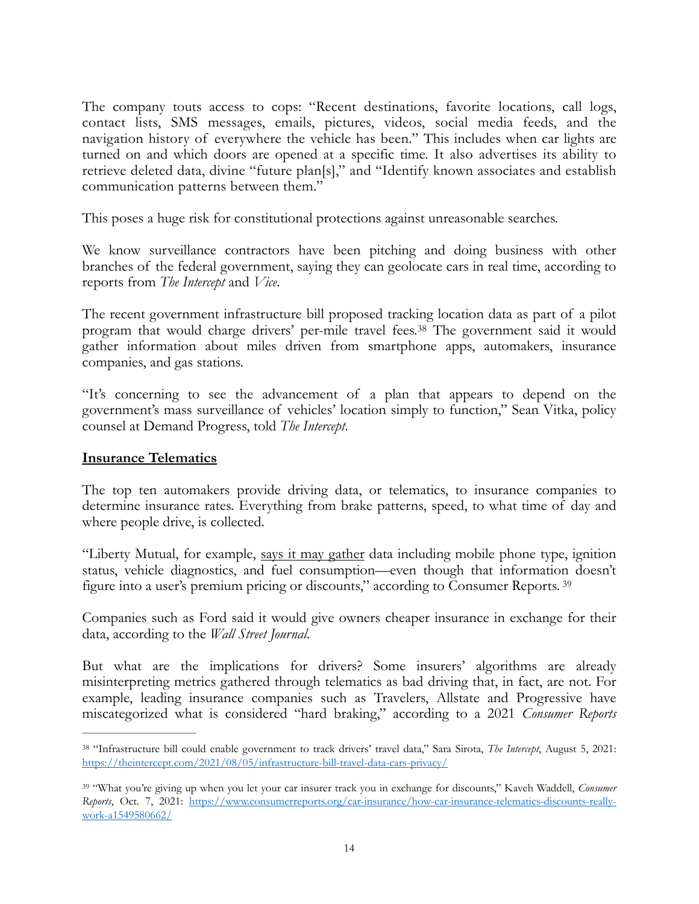The company touts access to cops: "Recent destinations, favorite locations, call logs, contact lists, SMS messages, emails, pictures, videos, social media feeds, and the navigation history of everywhere the vehicle has been." This includes when car lights are turned on and which doors are opened at a specific time. It also advertises its ability to retrieve deleted data, divine "future plan[s]," and "Identify known associates and establish communication patterns between them."

This poses a huge risk for constitutional protections against unreasonable searches.

We know surveillance contractors have been pitching and doing business with other branches of the federal government, saying they can geolocate cars in real time, according to reports from *The Intercept* and *Vice*.

The recent government infrastructure bill proposed tracking location data as part of a pilot program that would charge drivers' per-mile travel fees.[38] The government said it would gather information about miles driven from smartphone apps, automakers, insurance companies, and gas stations.

"It's concerning to see the advancement of a plan that appears to depend on the government's mass surveillance of vehicles' location simply to function," Sean Vitka, policy counsel at Demand Progress, told *The Intercept*.

**Insurance Telematics**

The top ten automakers provide driving data, or telematics, to insurance companies to determine insurance rates. Everything from brake patterns, speed, to what time of day and where people drive, is collected.

"Liberty Mutual, for example, says it may gather data including mobile phone type, ignition status, vehicle diagnostics, and fuel consumption—even though that information doesn't figure into a user's premium pricing or discounts," according to Consumer Reports.[39]

Companies such as Ford said it would give owners cheaper insurance in exchange for their data, according to the *Wall Street Journal*.

But what are the implications for drivers? Some insurers' algorithms are already misinterpreting metrics gathered through telematics as bad driving that, in fact, are not. For example, leading insurance companies such as Travelers, Allstate and Progressive have miscategorized what is considered "hard braking," according to a 2021 *Consumer Reports*

---

[38] "Infrastructure bill could enable government to track drivers' travel data," Sara Sirota, *The Intercept*, August 5, 2021: https://theintercept.com/2021/08/05/infrastructure-bill-travel-data-cars-privacy/

[39] "What you're giving up when you let your car insurer track you in exchange for discounts," Kaveh Waddell, *Consumer Reports*, Oct. 7, 2021: https://www.consumerreports.org/car-insurance/how-car-insurance-telematics-discounts-really-work-a1549580662/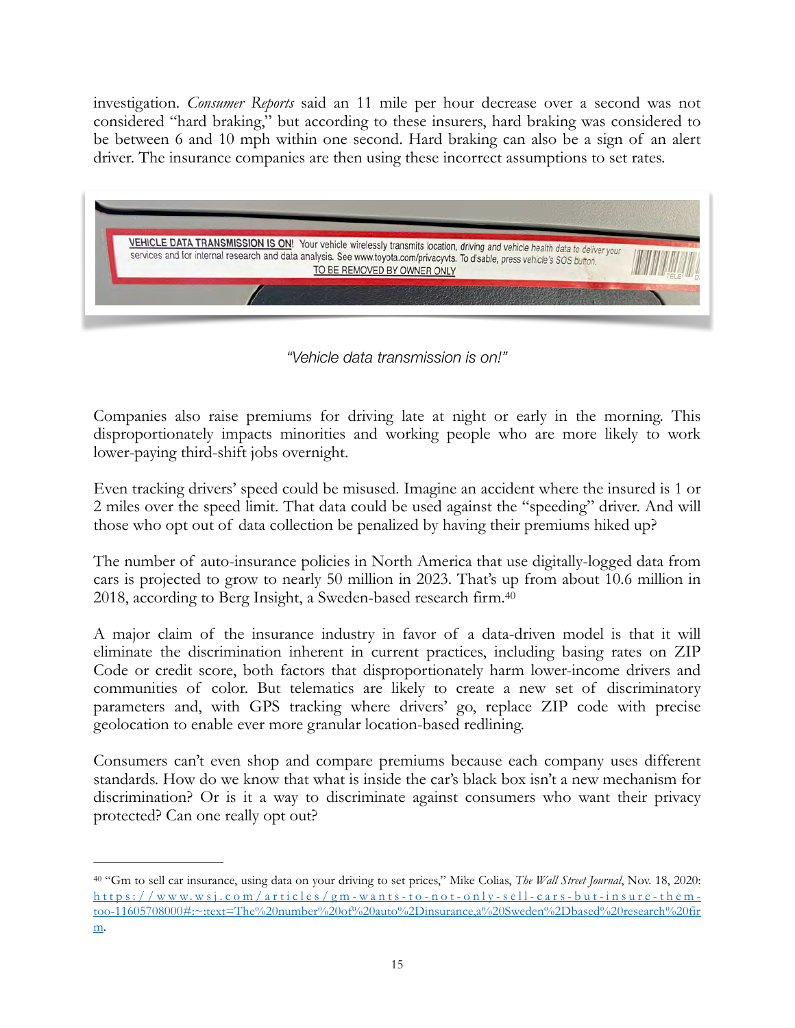investigation. *Consumer Reports* said an 11 mile per hour decrease over a second was not considered "hard braking," but according to these insurers, hard braking was considered to be between 6 and 10 mph within one second. Hard braking can also be a sign of an alert driver. The insurance companies are then using these incorrect assumptions to set rates.

*"Vehicle data transmission is on!"*

Companies also raise premiums for driving late at night or early in the morning. This disproportionately impacts minorities and working people who are more likely to work lower-paying third-shift jobs overnight.

Even tracking drivers' speed could be misused. Imagine an accident where the insured is 1 or 2 miles over the speed limit. That data could be used against the "speeding" driver. And will those who opt out of data collection be penalized by having their premiums hiked up?

The number of auto-insurance policies in North America that use digitally-logged data from cars is projected to grow to nearly 50 million in 2023. That's up from about 10.6 million in 2018, according to Berg Insight, a Sweden-based research firm.[40]

A major claim of the insurance industry in favor of a data-driven model is that it will eliminate the discrimination inherent in current practices, including basing rates on ZIP Code or credit score, both factors that disproportionately harm lower-income drivers and communities of color. But telematics are likely to create a new set of discriminatory parameters and, with GPS tracking where drivers' go, replace ZIP code with precise geolocation to enable ever more granular location-based redlining.

Consumers can't even shop and compare premiums because each company uses different standards. How do we know that what is inside the car's black box isn't a new mechanism for discrimination? Or is it a way to discriminate against consumers who want their privacy protected? Can one really opt out?

---

[40] "Gm to sell car insurance, using data on your driving to set prices," Mike Colias, *The Wall Street Journal*, Nov. 18, 2020: https://www.wsj.com/articles/gm-wants-to-not-only-sell-cars-but-insure-them-too-11605708000#:~:text=The%20number%20of%20auto%2Dinsurance,a%20Sweden%2Dbased%20research%20firm.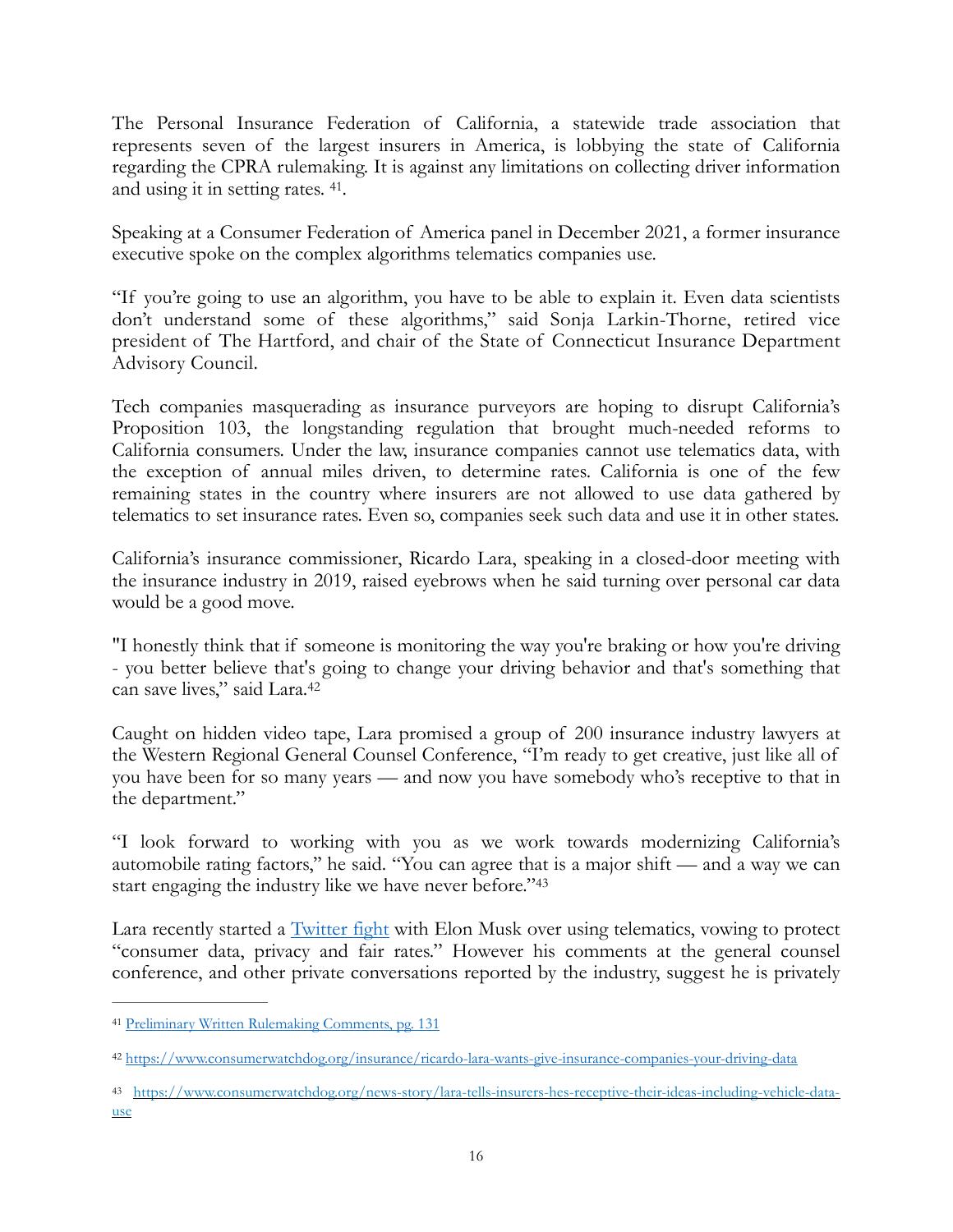The Personal Insurance Federation of California, a statewide trade association that represents seven of the largest insurers in America, is lobbying the state of California regarding the CPRA rulemaking. It is against any limitations on collecting driver information and using it in setting rates. [41].

Speaking at a Consumer Federation of America panel in December 2021, a former insurance executive spoke on the complex algorithms telematics companies use.

"If you're going to use an algorithm, you have to be able to explain it. Even data scientists don't understand some of these algorithms," said Sonja Larkin-Thorne, retired vice president of The Hartford, and chair of the State of Connecticut Insurance Department Advisory Council.

Tech companies masquerading as insurance purveyors are hoping to disrupt California's Proposition 103, the longstanding regulation that brought much-needed reforms to California consumers. Under the law, insurance companies cannot use telematics data, with the exception of annual miles driven, to determine rates. California is one of the few remaining states in the country where insurers are not allowed to use data gathered by telematics to set insurance rates. Even so, companies seek such data and use it in other states.

California's insurance commissioner, Ricardo Lara, speaking in a closed-door meeting with the insurance industry in 2019, raised eyebrows when he said turning over personal car data would be a good move.

"I honestly think that if someone is monitoring the way you're braking or how you're driving - you better believe that's going to change your driving behavior and that's something that can save lives," said Lara.[42]

Caught on hidden video tape, Lara promised a group of 200 insurance industry lawyers at the Western Regional General Counsel Conference, "I'm ready to get creative, just like all of you have been for so many years — and now you have somebody who's receptive to that in the department."

"I look forward to working with you as we work towards modernizing California's automobile rating factors," he said. "You can agree that is a major shift — and a way we can start engaging the industry like we have never before."[43]

Lara recently started a [Twitter fight] with Elon Musk over using telematics, vowing to protect "consumer data, privacy and fair rates." However his comments at the general counsel conference, and other private conversations reported by the industry, suggest he is privately

---

[41] Preliminary Written Rulemaking Comments, pg. 131

[42] https://www.consumerwatchdog.org/insurance/ricardo-lara-wants-give-insurance-companies-your-driving-data

[43] https://www.consumerwatchdog.org/news-story/lara-tells-insurers-hes-receptive-their-ideas-including-vehicle-data-use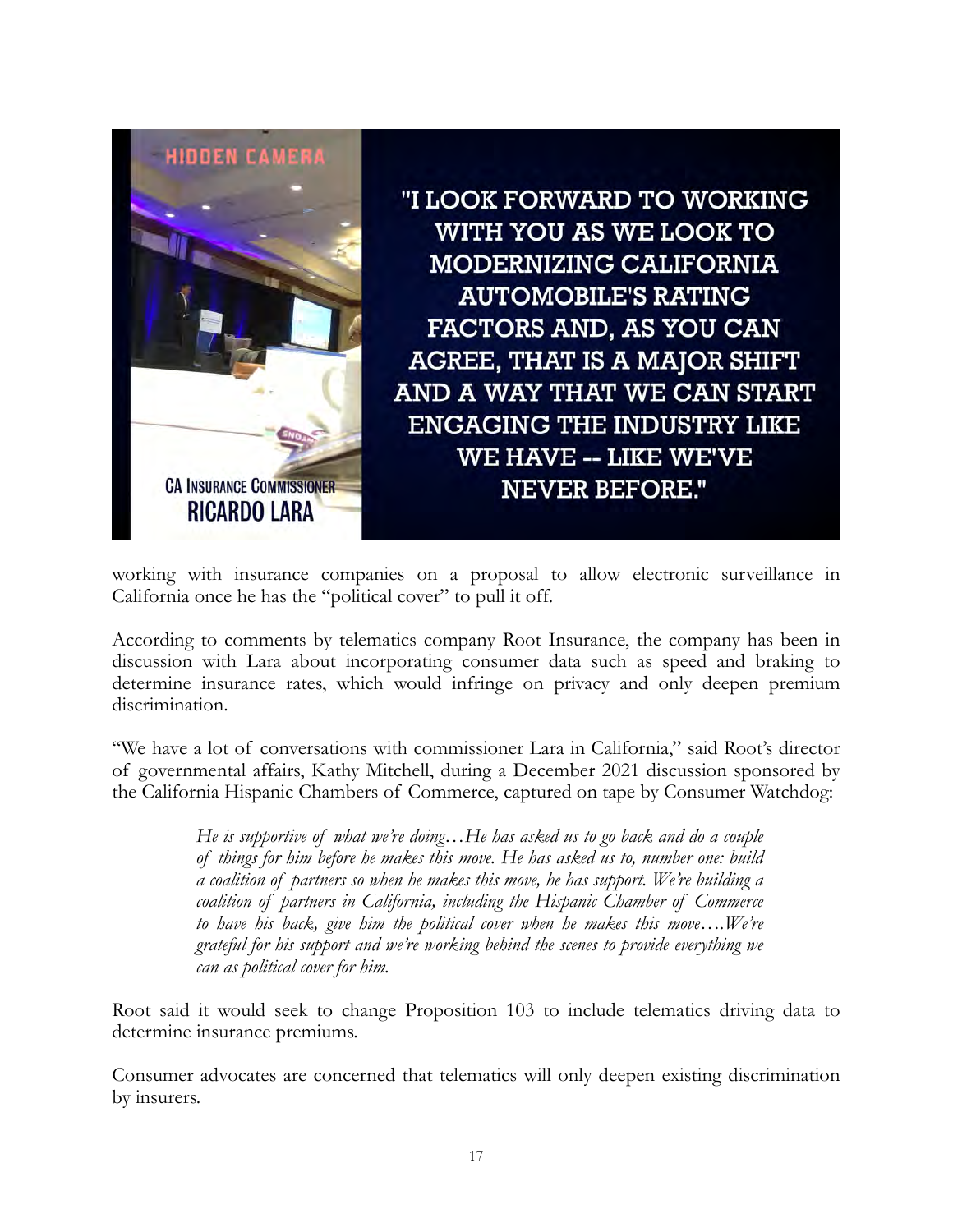HIDDEN CAMERA

CA INSURANCE COMMISSIONER RICARDO LARA

"I LOOK FORWARD TO WORKING WITH YOU AS WE LOOK TO MODERNIZING CALIFORNIA AUTOMOBILE'S RATING FACTORS AND, AS YOU CAN AGREE, THAT IS A MAJOR SHIFT AND A WAY THAT WE CAN START ENGAGING THE INDUSTRY LIKE WE HAVE -- LIKE WE'VE NEVER BEFORE."

working with insurance companies on a proposal to allow electronic surveillance in California once he has the "political cover" to pull it off.

According to comments by telematics company Root Insurance, the company has been in discussion with Lara about incorporating consumer data such as speed and braking to determine insurance rates, which would infringe on privacy and only deepen premium discrimination.

"We have a lot of conversations with commissioner Lara in California," said Root's director of governmental affairs, Kathy Mitchell, during a December 2021 discussion sponsored by the California Hispanic Chambers of Commerce, captured on tape by Consumer Watchdog:

> *He is supportive of what we're doing…He has asked us to go back and do a couple of things for him before he makes this move. He has asked us to, number one: build a coalition of partners so when he makes this move, he has support. We're building a coalition of partners in California, including the Hispanic Chamber of Commerce to have his back, give him the political cover when he makes this move….We're grateful for his support and we're working behind the scenes to provide everything we can as political cover for him.*

Root said it would seek to change Proposition 103 to include telematics driving data to determine insurance premiums.

Consumer advocates are concerned that telematics will only deepen existing discrimination by insurers.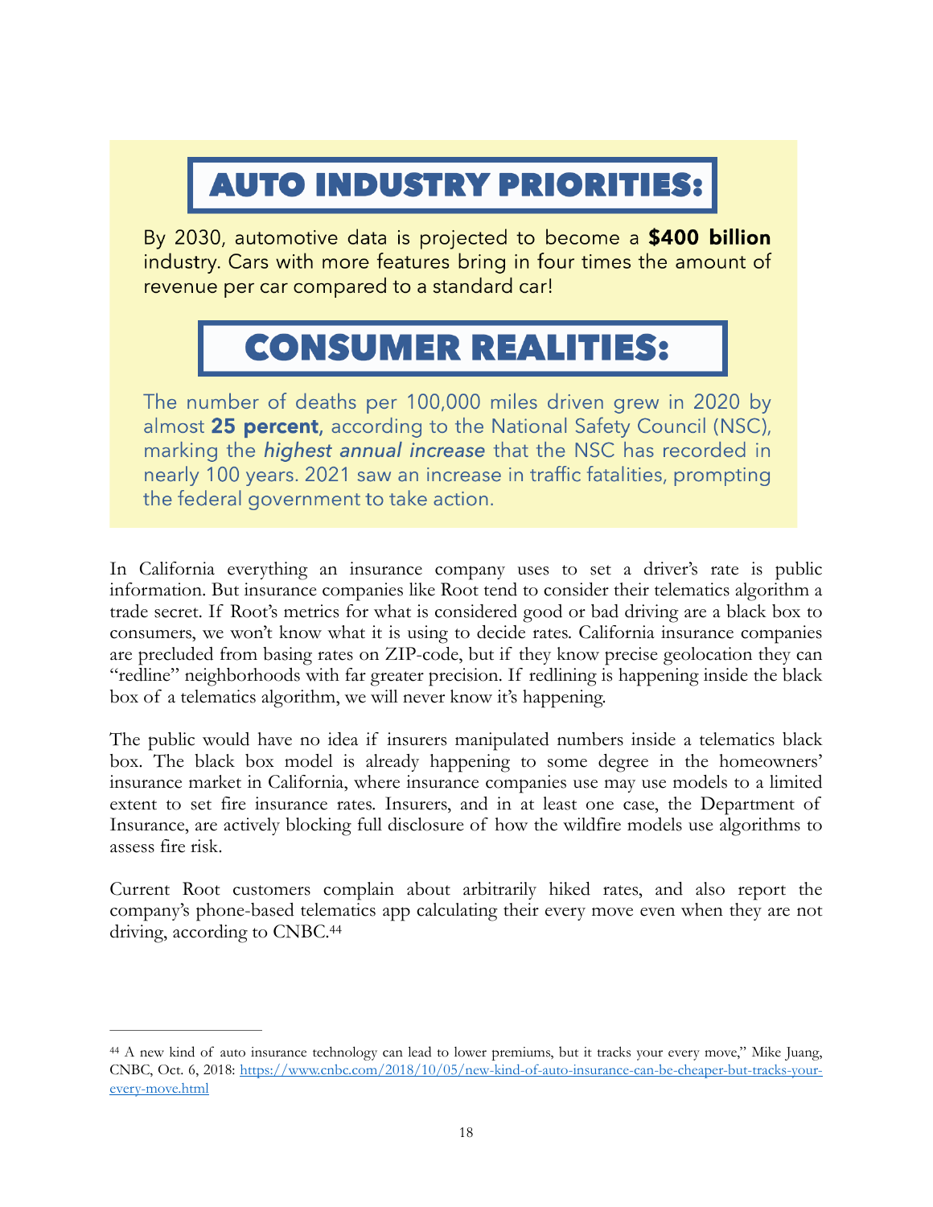## AUTO INDUSTRY PRIORITIES:

By 2030, automotive data is projected to become a **$400 billion** industry. Cars with more features bring in four times the amount of revenue per car compared to a standard car!

## CONSUMER REALITIES:

The number of deaths per 100,000 miles driven grew in 2020 by almost **25 percent**, according to the National Safety Council (NSC), marking the *highest annual increase* that the NSC has recorded in nearly 100 years. 2021 saw an increase in traffic fatalities, prompting the federal government to take action.

In California everything an insurance company uses to set a driver's rate is public information. But insurance companies like Root tend to consider their telematics algorithm a trade secret. If Root's metrics for what is considered good or bad driving are a black box to consumers, we won't know what it is using to decide rates. California insurance companies are precluded from basing rates on ZIP-code, but if they know precise geolocation they can "redline" neighborhoods with far greater precision. If redlining is happening inside the black box of a telematics algorithm, we will never know it's happening.

The public would have no idea if insurers manipulated numbers inside a telematics black box. The black box model is already happening to some degree in the homeowners' insurance market in California, where insurance companies use may use models to a limited extent to set fire insurance rates. Insurers, and in at least one case, the Department of Insurance, are actively blocking full disclosure of how the wildfire models use algorithms to assess fire risk.

Current Root customers complain about arbitrarily hiked rates, and also report the company's phone-based telematics app calculating their every move even when they are not driving, according to CNBC.[44]

---

[44] A new kind of auto insurance technology can lead to lower premiums, but it tracks your every move," Mike Juang, CNBC, Oct. 6, 2018: https://www.cnbc.com/2018/10/05/new-kind-of-auto-insurance-can-be-cheaper-but-tracks-your-every-move.html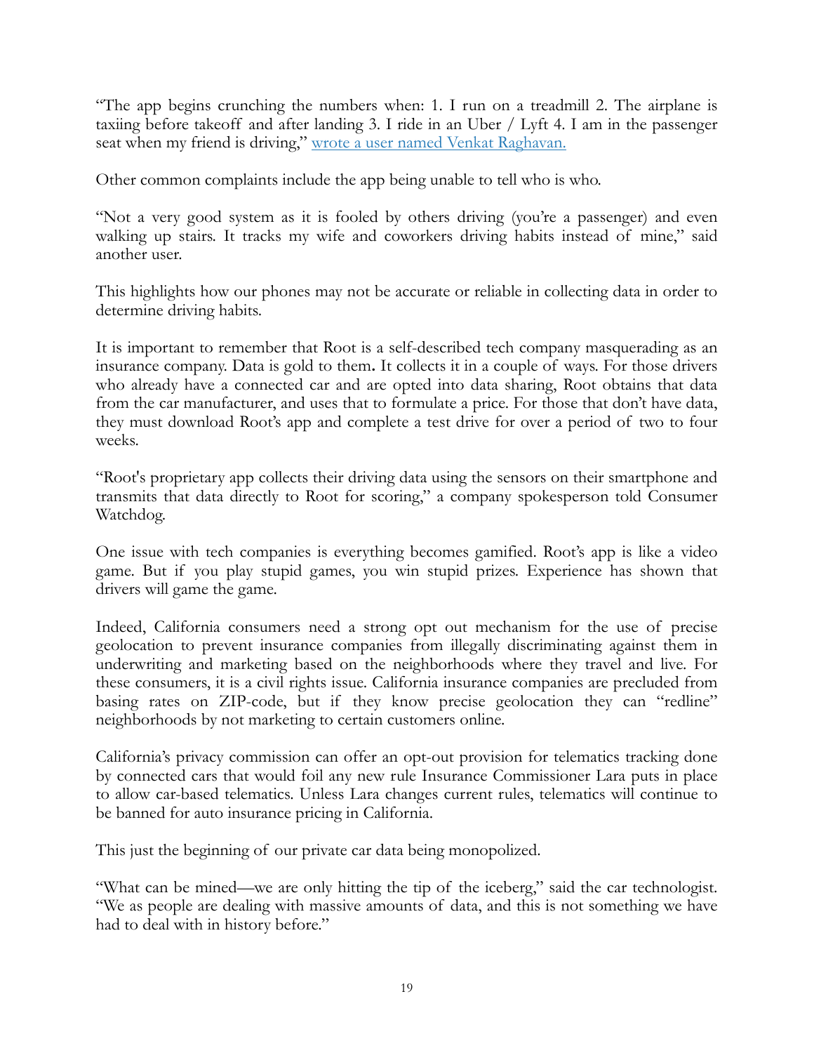"The app begins crunching the numbers when: 1. I run on a treadmill 2. The airplane is taxiing before takeoff and after landing 3. I ride in an Uber / Lyft 4. I am in the passenger seat when my friend is driving," [wrote a user named Venkat Raghavan.]()

Other common complaints include the app being unable to tell who is who.

"Not a very good system as it is fooled by others driving (you're a passenger) and even walking up stairs. It tracks my wife and coworkers driving habits instead of mine," said another user.

This highlights how our phones may not be accurate or reliable in collecting data in order to determine driving habits.

It is important to remember that Root is a self-described tech company masquerading as an insurance company. Data is gold to them**.** It collects it in a couple of ways. For those drivers who already have a connected car and are opted into data sharing, Root obtains that data from the car manufacturer, and uses that to formulate a price. For those that don't have data, they must download Root's app and complete a test drive for over a period of two to four weeks.

"Root's proprietary app collects their driving data using the sensors on their smartphone and transmits that data directly to Root for scoring," a company spokesperson told Consumer Watchdog.

One issue with tech companies is everything becomes gamified. Root's app is like a video game. But if you play stupid games, you win stupid prizes. Experience has shown that drivers will game the game.

Indeed, California consumers need a strong opt out mechanism for the use of precise geolocation to prevent insurance companies from illegally discriminating against them in underwriting and marketing based on the neighborhoods where they travel and live. For these consumers, it is a civil rights issue. California insurance companies are precluded from basing rates on ZIP-code, but if they know precise geolocation they can "redline" neighborhoods by not marketing to certain customers online.

California's privacy commission can offer an opt-out provision for telematics tracking done by connected cars that would foil any new rule Insurance Commissioner Lara puts in place to allow car-based telematics. Unless Lara changes current rules, telematics will continue to be banned for auto insurance pricing in California.

This just the beginning of our private car data being monopolized.

"What can be mined—we are only hitting the tip of the iceberg," said the car technologist. "We as people are dealing with massive amounts of data, and this is not something we have had to deal with in history before."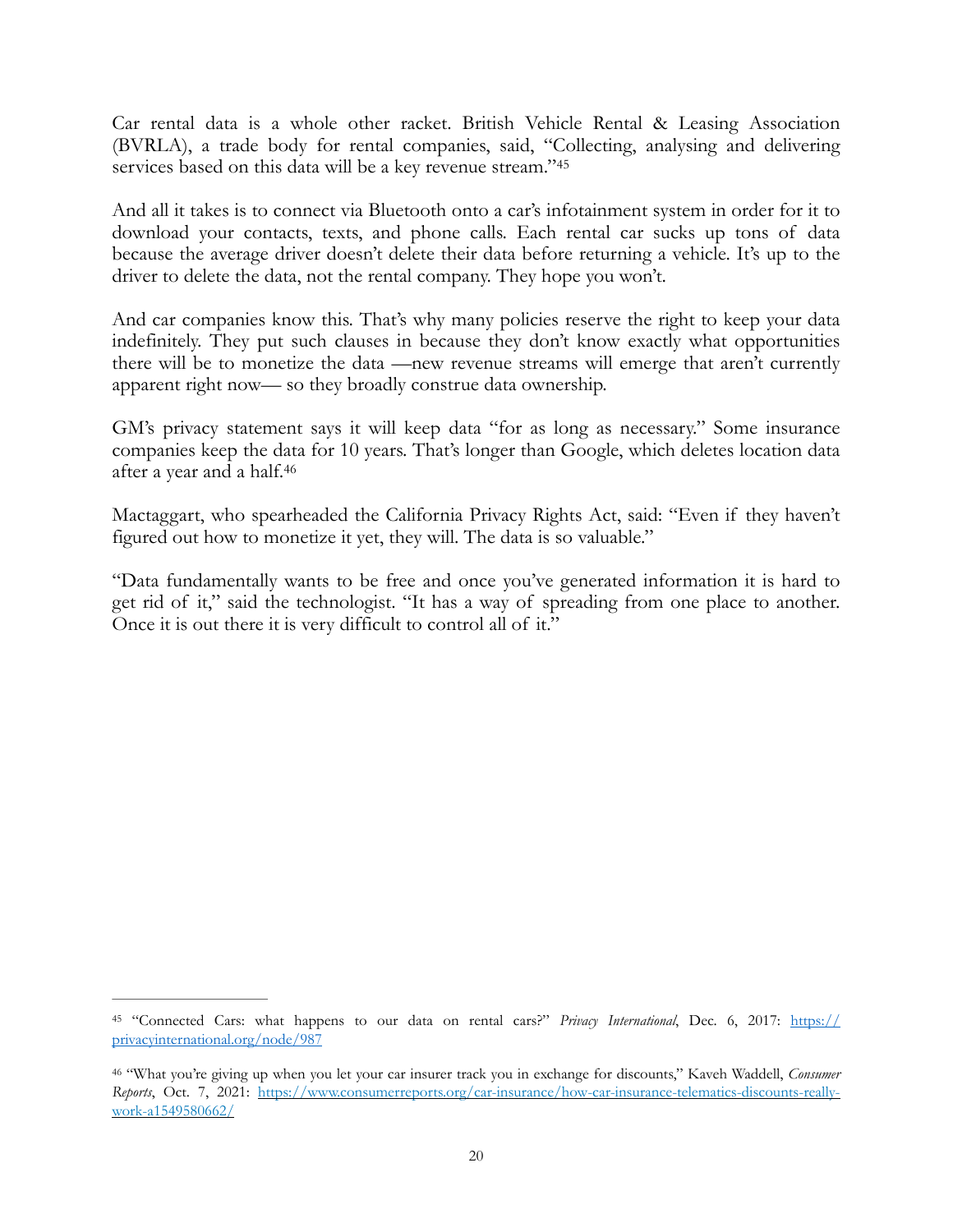Car rental data is a whole other racket. British Vehicle Rental & Leasing Association (BVRLA), a trade body for rental companies, said, "Collecting, analysing and delivering services based on this data will be a key revenue stream."[45]

And all it takes is to connect via Bluetooth onto a car's infotainment system in order for it to download your contacts, texts, and phone calls. Each rental car sucks up tons of data because the average driver doesn't delete their data before returning a vehicle. It's up to the driver to delete the data, not the rental company. They hope you won't.

And car companies know this. That's why many policies reserve the right to keep your data indefinitely. They put such clauses in because they don't know exactly what opportunities there will be to monetize the data —new revenue streams will emerge that aren't currently apparent right now— so they broadly construe data ownership.

GM's privacy statement says it will keep data "for as long as necessary." Some insurance companies keep the data for 10 years. That's longer than Google, which deletes location data after a year and a half.[46]

Mactaggart, who spearheaded the California Privacy Rights Act, said: "Even if they haven't figured out how to monetize it yet, they will. The data is so valuable."

"Data fundamentally wants to be free and once you've generated information it is hard to get rid of it," said the technologist. "It has a way of spreading from one place to another. Once it is out there it is very difficult to control all of it."

---

[45] "Connected Cars: what happens to our data on rental cars?" *Privacy International*, Dec. 6, 2017: https://privacyinternational.org/node/987

[46] "What you're giving up when you let your car insurer track you in exchange for discounts," Kaveh Waddell, *Consumer Reports*, Oct. 7, 2021: https://www.consumerreports.org/car-insurance/how-car-insurance-telematics-discounts-really-work-a1549580662/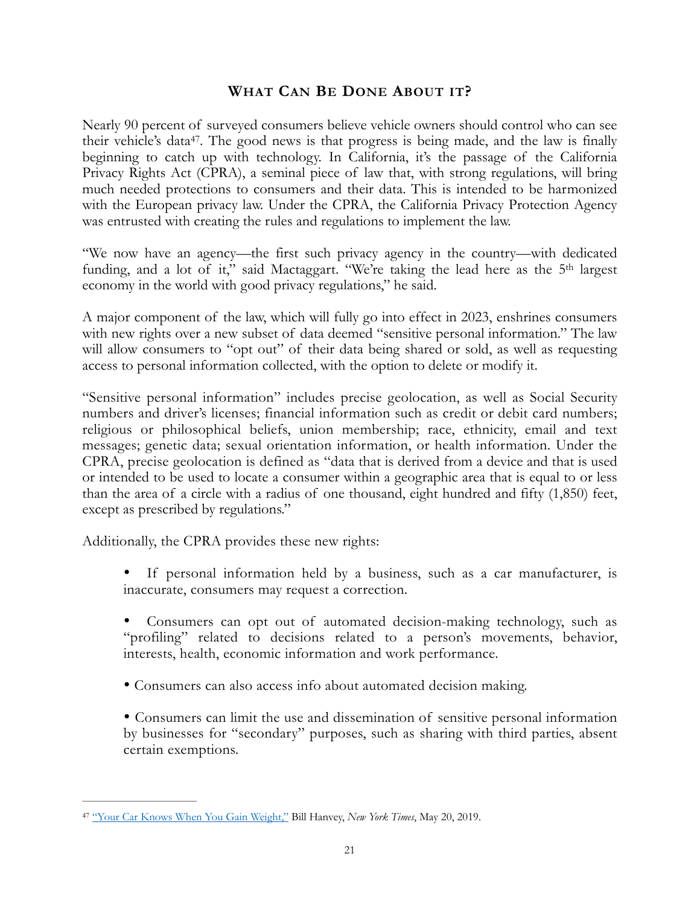## What Can Be Done About it?

Nearly 90 percent of surveyed consumers believe vehicle owners should control who can see their vehicle's data[47]. The good news is that progress is being made, and the law is finally beginning to catch up with technology. In California, it's the passage of the California Privacy Rights Act (CPRA), a seminal piece of law that, with strong regulations, will bring much needed protections to consumers and their data. This is intended to be harmonized with the European privacy law. Under the CPRA, the California Privacy Protection Agency was entrusted with creating the rules and regulations to implement the law.

"We now have an agency—the first such privacy agency in the country—with dedicated funding, and a lot of it," said Mactaggart. "We're taking the lead here as the 5th largest economy in the world with good privacy regulations," he said.

A major component of the law, which will fully go into effect in 2023, enshrines consumers with new rights over a new subset of data deemed "sensitive personal information." The law will allow consumers to "opt out" of their data being shared or sold, as well as requesting access to personal information collected, with the option to delete or modify it.

"Sensitive personal information" includes precise geolocation, as well as Social Security numbers and driver's licenses; financial information such as credit or debit card numbers; religious or philosophical beliefs, union membership; race, ethnicity, email and text messages; genetic data; sexual orientation information, or health information. Under the CPRA, precise geolocation is defined as "data that is derived from a device and that is used or intended to be used to locate a consumer within a geographic area that is equal to or less than the area of a circle with a radius of one thousand, eight hundred and fifty (1,850) feet, except as prescribed by regulations."

Additionally, the CPRA provides these new rights:

- If personal information held by a business, such as a car manufacturer, is inaccurate, consumers may request a correction.
- Consumers can opt out of automated decision-making technology, such as "profiling" related to decisions related to a person's movements, behavior, interests, health, economic information and work performance.
- Consumers can also access info about automated decision making.
- Consumers can limit the use and dissemination of sensitive personal information by businesses for "secondary" purposes, such as sharing with third parties, absent certain exemptions.

---

[47] "Your Car Knows When You Gain Weight," Bill Hanvey, *New York Times*, May 20, 2019.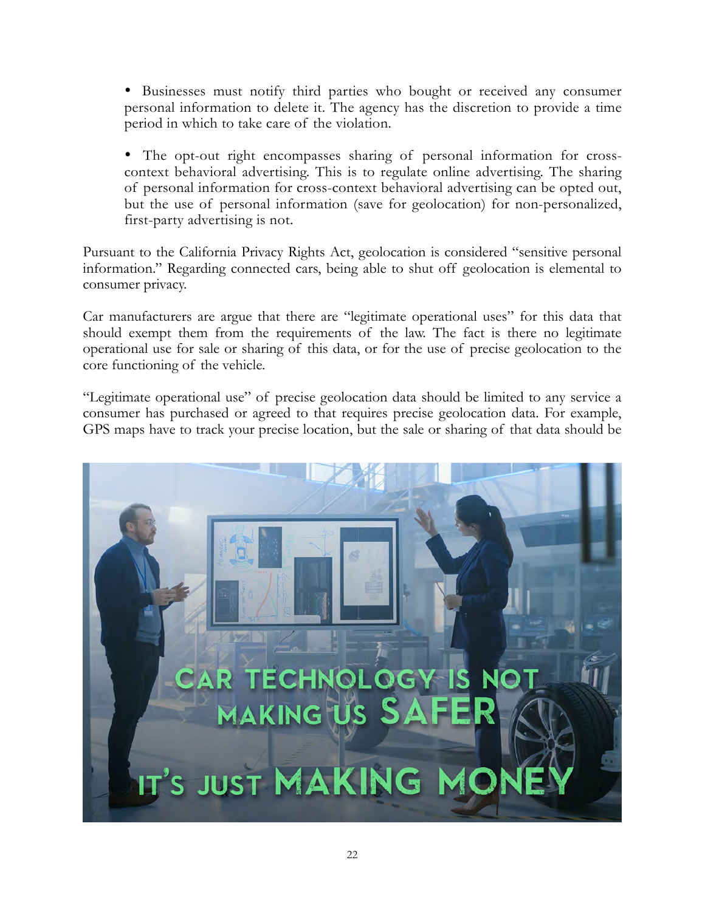- Businesses must notify third parties who bought or received any consumer personal information to delete it. The agency has the discretion to provide a time period in which to take care of the violation.

- The opt-out right encompasses sharing of personal information for cross-context behavioral advertising. This is to regulate online advertising. The sharing of personal information for cross-context behavioral advertising can be opted out, but the use of personal information (save for geolocation) for non-personalized, first-party advertising is not.

Pursuant to the California Privacy Rights Act, geolocation is considered "sensitive personal information." Regarding connected cars, being able to shut off geolocation is elemental to consumer privacy.

Car manufacturers are argue that there are "legitimate operational uses" for this data that should exempt them from the requirements of the law. The fact is there no legitimate operational use for sale or sharing of this data, or for the use of precise geolocation to the core functioning of the vehicle.

"Legitimate operational use" of precise geolocation data should be limited to any service a consumer has purchased or agreed to that requires precise geolocation data. For example, GPS maps have to track your precise location, but the sale or sharing of that data should be

CAR TECHNOLOGY IS NOT MAKING US SAFER

IT'S JUST MAKING MONEY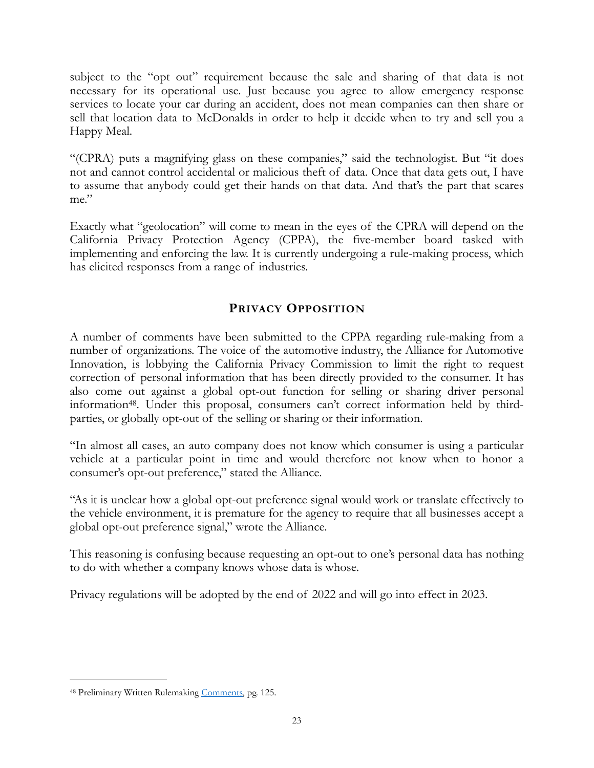subject to the "opt out" requirement because the sale and sharing of that data is not necessary for its operational use. Just because you agree to allow emergency response services to locate your car during an accident, does not mean companies can then share or sell that location data to McDonalds in order to help it decide when to try and sell you a Happy Meal.

"(CPRA) puts a magnifying glass on these companies," said the technologist. But "it does not and cannot control accidental or malicious theft of data. Once that data gets out, I have to assume that anybody could get their hands on that data. And that's the part that scares me."

Exactly what "geolocation" will come to mean in the eyes of the CPRA will depend on the California Privacy Protection Agency (CPPA), the five-member board tasked with implementing and enforcing the law. It is currently undergoing a rule-making process, which has elicited responses from a range of industries.

## **PRIVACY OPPOSITION**

A number of comments have been submitted to the CPPA regarding rule-making from a number of organizations. The voice of the automotive industry, the Alliance for Automotive Innovation, is lobbying the California Privacy Commission to limit the right to request correction of personal information that has been directly provided to the consumer. It has also come out against a global opt-out function for selling or sharing driver personal information[48]. Under this proposal, consumers can't correct information held by third-parties, or globally opt-out of the selling or sharing or their information.

"In almost all cases, an auto company does not know which consumer is using a particular vehicle at a particular point in time and would therefore not know when to honor a consumer's opt-out preference," stated the Alliance.

"As it is unclear how a global opt-out preference signal would work or translate effectively to the vehicle environment, it is premature for the agency to require that all businesses accept a global opt-out preference signal," wrote the Alliance.

This reasoning is confusing because requesting an opt-out to one's personal data has nothing to do with whether a company knows whose data is whose.

Privacy regulations will be adopted by the end of 2022 and will go into effect in 2023.

---

[48] Preliminary Written Rulemaking Comments, pg. 125.